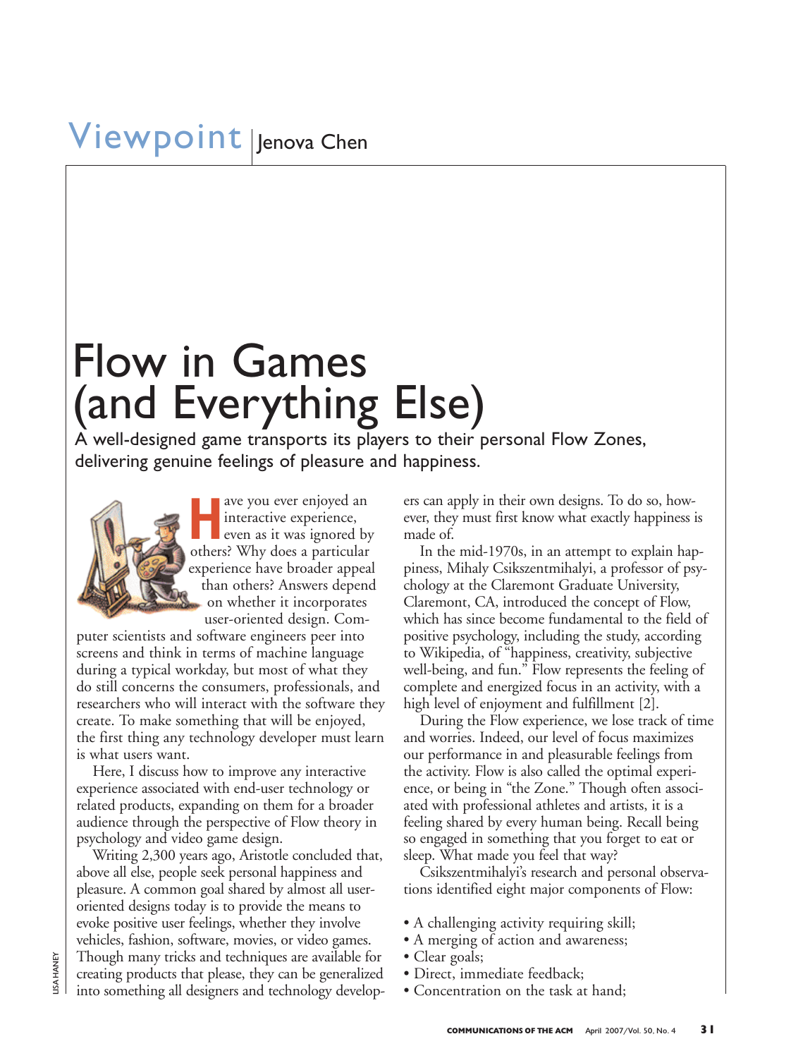Viewpoint | Jenova Chen

# Flow in Games (and Everything Else)

## A well-designed game transports its players to their personal Flow Zones, delivering genuine feelings of pleasure and happiness.

Have you ever enjoyed an interactive experience, even as it was ignored by others? Why does a particular experience have broader appeal than others? Answers depend on whether it incorporates user-oriented design. Computer scientists and software engineers peer into screens and think in terms of machine language during a typical workday, but most of what they do still concerns the consumers, professionals, and researchers who will interact with the software they create. To make something that will be enjoyed, the first thing any technology developer must learn is what users want.

Here, I discuss how to improve any interactive experience associated with end-user technology or related products, expanding on them for a broader audience through the perspective of Flow theory in psychology and video game design.

Writing 2,300 years ago, Aristotle concluded that, above all else, people seek personal happiness and pleasure. A common goal shared by almost all user-oriented designs today is to provide the means to evoke positive user feelings, whether they involve vehicles, fashion, software, movies, or video games. Though many tricks and techniques are available for creating products that please, they can be generalized into something all designers and technology developers can apply in their own designs. To do so, however, they must first know what exactly happiness is made of.

In the mid-1970s, in an attempt to explain happiness, Mihaly Csikszentmihalyi, a professor of psychology at the Claremont Graduate University, Claremont, CA, introduced the concept of Flow, which has since become fundamental to the field of positive psychology, including the study, according to Wikipedia, of "happiness, creativity, subjective well-being, and fun." Flow represents the feeling of complete and energized focus in an activity, with a high level of enjoyment and fulfillment [2].

During the Flow experience, we lose track of time and worries. Indeed, our level of focus maximizes our performance in and pleasurable feelings from the activity. Flow is also called the optimal experience, or being in "the Zone." Though often associated with professional athletes and artists, it is a feeling shared by every human being. Recall being so engaged in something that you forget to eat or sleep. What made you feel that way?

Csikszentmihalyi's research and personal observations identified eight major components of Flow:

- A challenging activity requiring skill;
- A merging of action and awareness;
- Clear goals;
- Direct, immediate feedback;
- Concentration on the task at hand;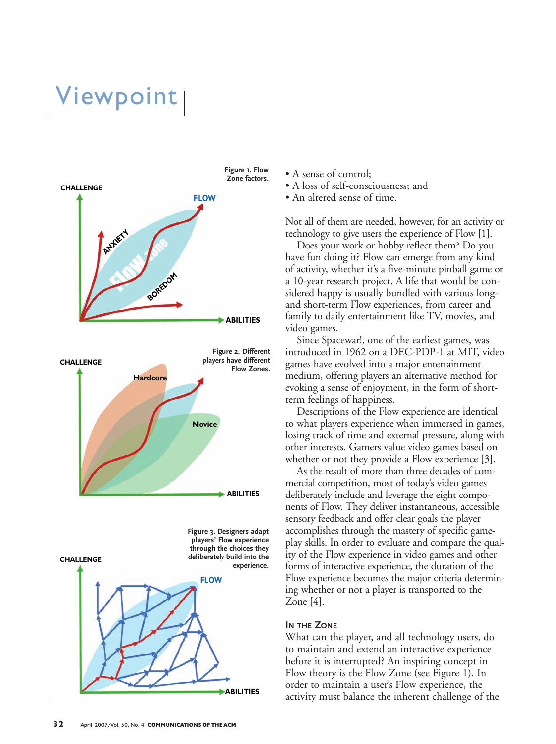# Viewpoint

Figure 1. Flow Zone factors.

Figure 2. Different players have different Flow Zones.

Figure 3. Designers adapt players' Flow experience through the choices they deliberately build into the experience.

- A sense of control;
- A loss of self-consciousness; and
- An altered sense of time.

Not all of them are needed, however, for an activity or technology to give users the experience of Flow [1].

Does your work or hobby reflect them? Do you have fun doing it? Flow can emerge from any kind of activity, whether it's a five-minute pinball game or a 10-year research project. A life that would be considered happy is usually bundled with various long- and short-term Flow experiences, from career and family to daily entertainment like TV, movies, and video games.

Since Spacewar!, one of the earliest games, was introduced in 1962 on a DEC-PDP-1 at MIT, video games have evolved into a major entertainment medium, offering players an alternative method for evoking a sense of enjoyment, in the form of short-term feelings of happiness.

Descriptions of the Flow experience are identical to what players experience when immersed in games, losing track of time and external pressure, along with other interests. Gamers value video games based on whether or not they provide a Flow experience [3].

As the result of more than three decades of commercial competition, most of today's video games deliberately include and leverage the eight components of Flow. They deliver instantaneous, accessible sensory feedback and offer clear goals the player accomplishes through the mastery of specific gameplay skills. In order to evaluate and compare the quality of the Flow experience in video games and other forms of interactive experience, the duration of the Flow experience becomes the major criteria determining whether or not a player is transported to the Zone [4].

## In the Zone

What can the player, and all technology users, do to maintain and extend an interactive experience before it is interrupted? An inspiring concept in Flow theory is the Flow Zone (see Figure 1). In order to maintain a user's Flow experience, the activity must balance the inherent challenge of the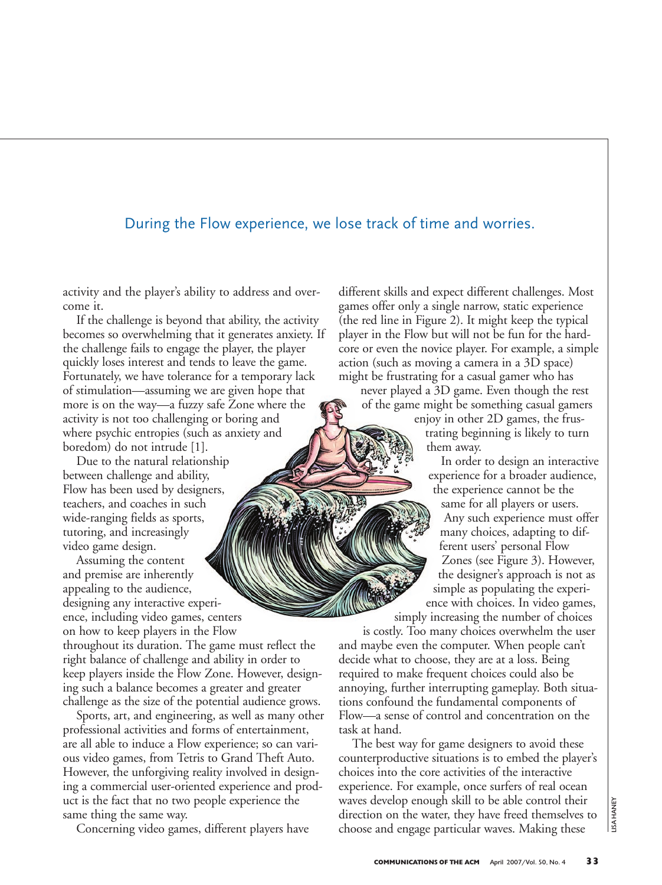During the Flow experience, we lose track of time and worries.

activity and the player's ability to address and overcome it.

If the challenge is beyond that ability, the activity becomes so overwhelming that it generates anxiety. If the challenge fails to engage the player, the player quickly loses interest and tends to leave the game. Fortunately, we have tolerance for a temporary lack of stimulation—assuming we are given hope that more is on the way—a fuzzy safe Zone where the activity is not too challenging or boring and where psychic entropies (such as anxiety and boredom) do not intrude [1].

Due to the natural relationship between challenge and ability, Flow has been used by designers, teachers, and coaches in such wide-ranging fields as sports, tutoring, and increasingly video game design.

Assuming the content and premise are inherently appealing to the audience, designing any interactive experience, including video games, centers on how to keep players in the Flow throughout its duration. The game must reflect the right balance of challenge and ability in order to keep players inside the Flow Zone. However, designing such a balance becomes a greater and greater challenge as the size of the potential audience grows.

Sports, art, and engineering, as well as many other professional activities and forms of entertainment, are all able to induce a Flow experience; so can various video games, from Tetris to Grand Theft Auto. However, the unforgiving reality involved in designing a commercial user-oriented experience and product is the fact that no two people experience the same thing the same way.

Concerning video games, different players have different skills and expect different challenges. Most games offer only a single narrow, static experience (the red line in Figure 2). It might keep the typical player in the Flow but will not be fun for the hardcore or even the novice player. For example, a simple action (such as moving a camera in a 3D space) might be frustrating for a casual gamer who has never played a 3D game. Even though the rest of the game might be something casual gamers enjoy in other 2D games, the frustrating beginning is likely to turn them away.

In order to design an interactive experience for a broader audience, the experience cannot be the same for all players or users. Any such experience must offer many choices, adapting to different users' personal Flow Zones (see Figure 3). However, the designer's approach is not as simple as populating the experience with choices. In video games, simply increasing the number of choices is costly. Too many choices overwhelm the user and maybe even the computer. When people can't decide what to choose, they are at a loss. Being required to make frequent choices could also be annoying, further interrupting gameplay. Both situations confound the fundamental components of Flow—a sense of control and concentration on the task at hand.

The best way for game designers to avoid these counterproductive situations is to embed the player's choices into the core activities of the interactive experience. For example, once surfers of real ocean waves develop enough skill to be able control their direction on the water, they have freed themselves to choose and engage particular waves. Making these

LISA HANEY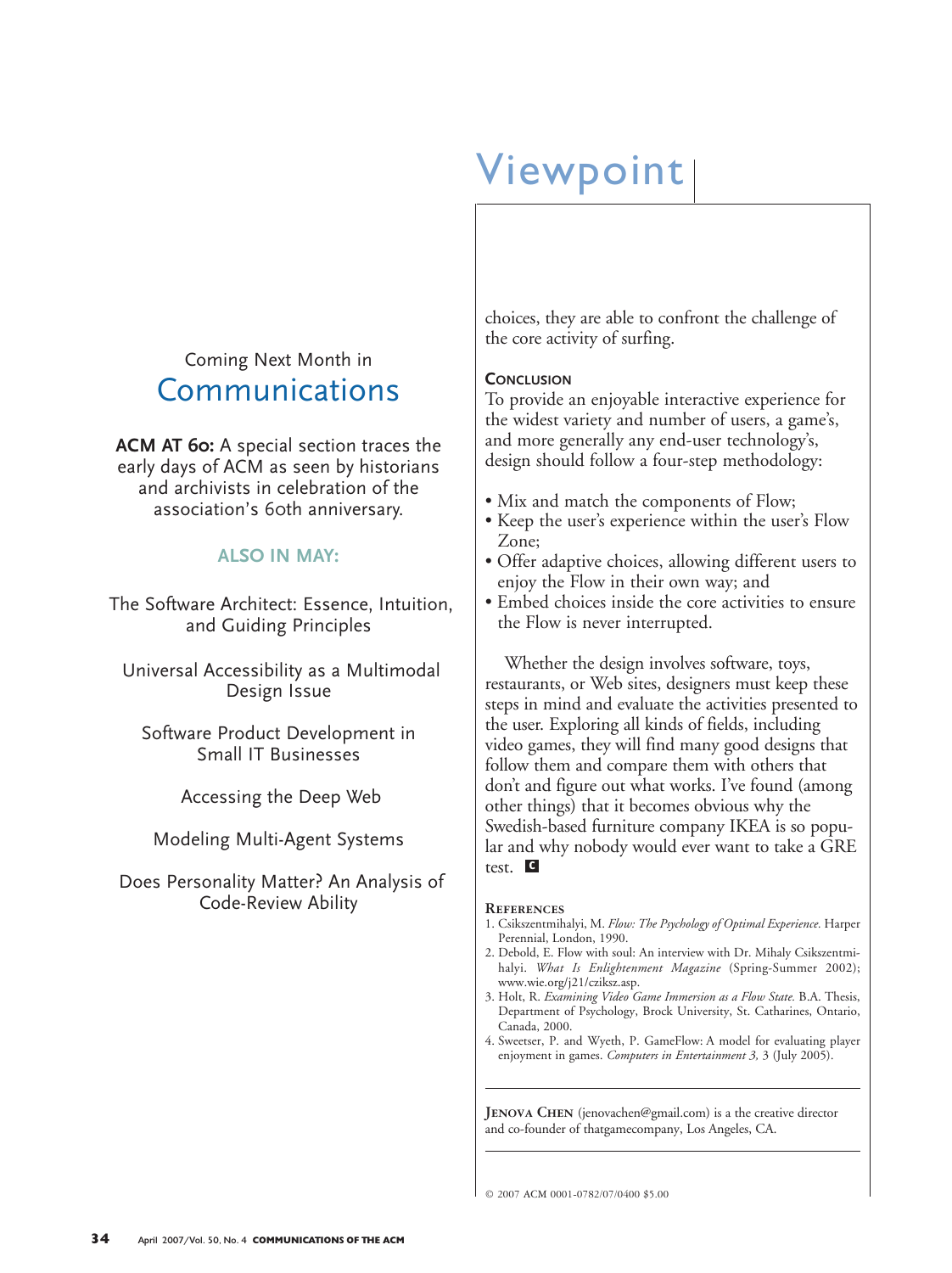## Coming Next Month in Communications

**ACM AT 60:** A special section traces the early days of ACM as seen by historians and archivists in celebration of the association's 60th anniversary.

### ALSO IN MAY:

The Software Architect: Essence, Intuition, and Guiding Principles

Universal Accessibility as a Multimodal Design Issue

Software Product Development in Small IT Businesses

Accessing the Deep Web

Modeling Multi-Agent Systems

Does Personality Matter? An Analysis of Code-Review Ability

# Viewpoint

choices, they are able to confront the challenge of the core activity of surfing.

### Conclusion

To provide an enjoyable interactive experience for the widest variety and number of users, a game's, and more generally any end-user technology's, design should follow a four-step methodology:

- Mix and match the components of Flow;
- Keep the user's experience within the user's Flow Zone;
- Offer adaptive choices, allowing different users to enjoy the Flow in their own way; and
- Embed choices inside the core activities to ensure the Flow is never interrupted.

Whether the design involves software, toys, restaurants, or Web sites, designers must keep these steps in mind and evaluate the activities presented to the user. Exploring all kinds of fields, including video games, they will find many good designs that follow them and compare them with others that don't and figure out what works. I've found (among other things) that it becomes obvious why the Swedish-based furniture company IKEA is so popular and why nobody would ever want to take a GRE test.

### References

1. Csikszentmihalyi, M. *Flow: The Psychology of Optimal Experience.* Harper Perennial, London, 1990.
2. Debold, E. Flow with soul: An interview with Dr. Mihaly Csikszentmihalyi. *What Is Enlightenment Magazine* (Spring-Summer 2002); www.wie.org/j21/cziksz.asp.
3. Holt, R. *Examining Video Game Immersion as a Flow State.* B.A. Thesis, Department of Psychology, Brock University, St. Catharines, Ontario, Canada, 2000.
4. Sweetser, P. and Wyeth, P. GameFlow: A model for evaluating player enjoyment in games. *Computers in Entertainment 3,* 3 (July 2005).

---

**Jenova Chen** (jenovachen@gmail.com) is a the creative director and co-founder of thatgamecompany, Los Angeles, CA.

---

© 2007 ACM 0001-0782/07/0400 $5.00